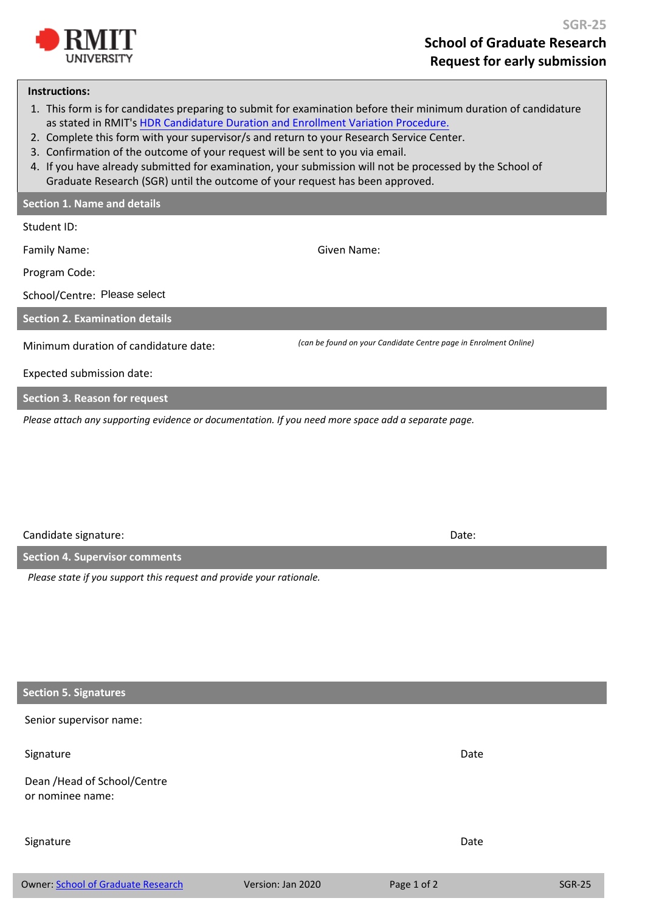SGR-25

# School of Graduate Research
# Request for early submission

**Instructions:**

1. This form is for candidates preparing to submit for examination before their minimum duration of candidature as stated in RMIT's HDR Candidature Duration and Enrollment Variation Procedure.
2. Complete this form with your supervisor/s and return to your Research Service Center.
3. Confirmation of the outcome of your request will be sent to you via email.
4. If you have already submitted for examination, your submission will not be processed by the School of Graduate Research (SGR) until the outcome of your request has been approved.

## Section 1. Name and details

Student ID:

Family Name: Given Name:

Program Code:

School/Centre: Please select

## Section 2. Examination details

Minimum duration of candidature date: *(can be found on your Candidate Centre page in Enrolment Online)*

Expected submission date:

## Section 3. Reason for request

*Please attach any supporting evidence or documentation. If you need more space add a separate page.*

Candidate signature: Date:

## Section 4. Supervisor comments

*Please state if you support this request and provide your rationale.*

## Section 5. Signatures

Senior supervisor name:

Signature Date

Dean /Head of School/Centre or nominee name:

Signature Date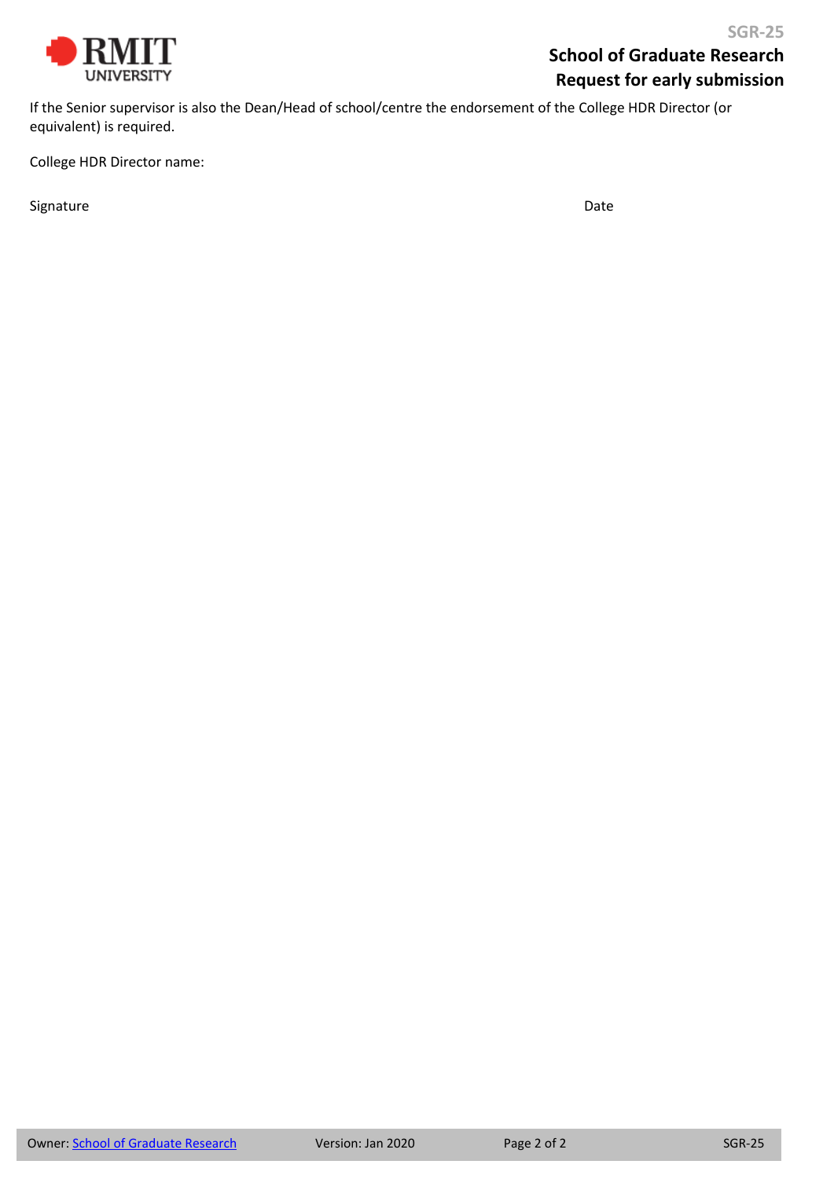If the Senior supervisor is also the Dean/Head of school/centre the endorsement of the College HDR Director (or equivalent) is required.

College HDR Director name:

Signature Date